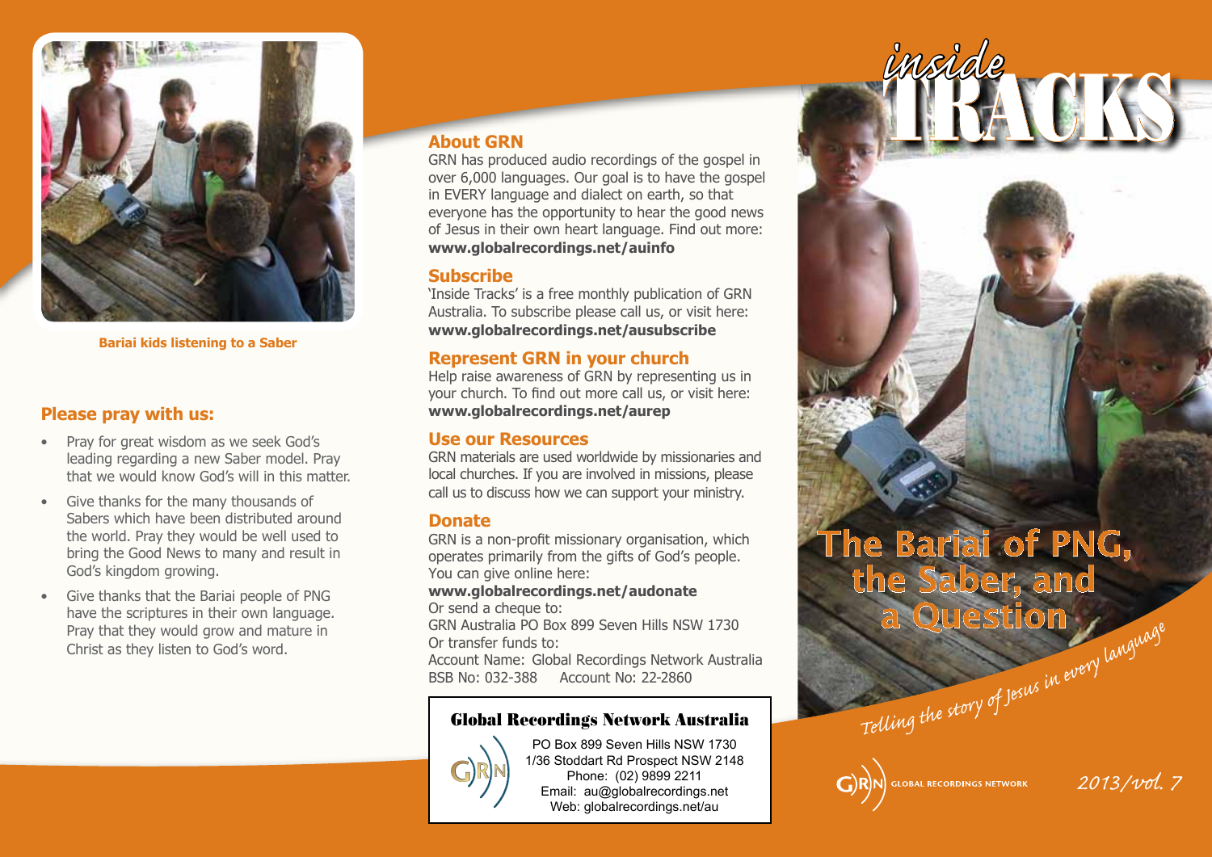Bariai kids listening to a Saber

## Please pray with us:

- Pray for great wisdom as we seek God's leading regarding a new Saber model. Pray that we would know God's will in this matter.
- Give thanks for the many thousands of Sabers which have been distributed around the world. Pray they would be well used to bring the Good News to many and result in God's kingdom growing.
- Give thanks that the Bariai people of PNG have the scriptures in their own language. Pray that they would grow and mature in Christ as they listen to God's word.

## About GRN

GRN has produced audio recordings of the gospel in over 6,000 languages. Our goal is to have the gospel in EVERY language and dialect on earth, so that everyone has the opportunity to hear the good news of Jesus in their own heart language. Find out more:
**www.globalrecordings.net/auinfo**

## Subscribe

'Inside Tracks' is a free monthly publication of GRN Australia. To subscribe please call us, or visit here:
**www.globalrecordings.net/ausubscribe**

## Represent GRN in your church

Help raise awareness of GRN by representing us in your church. To find out more call us, or visit here:
**www.globalrecordings.net/aurep**

## Use our Resources

GRN materials are used worldwide by missionaries and local churches. If you are involved in missions, please call us to discuss how we can support your ministry.

## Donate

GRN is a non-profit missionary organisation, which operates primarily from the gifts of God's people. You can give online here:
**www.globalrecordings.net/audonate**
Or send a cheque to:
GRN Australia PO Box 899 Seven Hills NSW 1730
Or transfer funds to:
Account Name: Global Recordings Network Australia
BSB No: 032-388 Account No: 22-2860

**Global Recordings Network Australia**

PO Box 899 Seven Hills NSW 1730
1/36 Stoddart Rd Prospect NSW 2148
Phone: (02) 9899 2211
Email: au@globalrecordings.net
Web: globalrecordings.net/au

# *inside* TRACKS

# The Bariai of PNG, the Saber, and a Question

*Telling the story of Jesus in every language*

GLOBAL RECORDINGS NETWORK

*2013/vol. 7*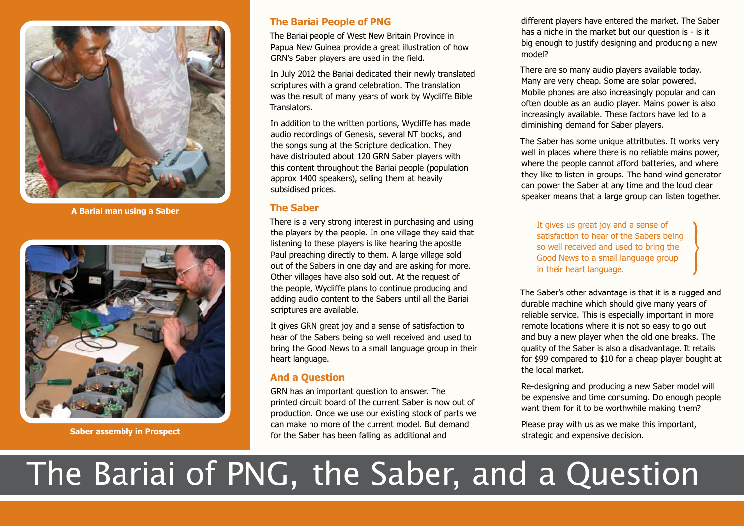# The Bariai of PNG, the Saber, and a Question

A Bariai man using a Saber

Saber assembly in Prospect

## The Bariai People of PNG

The Bariai people of West New Britain Province in Papua New Guinea provide a great illustration of how GRN's Saber players are used in the field.

In July 2012 the Bariai dedicated their newly translated scriptures with a grand celebration. The translation was the result of many years of work by Wycliffe Bible Translators.

In addition to the written portions, Wycliffe has made audio recordings of Genesis, several NT books, and the songs sung at the Scripture dedication. They have distributed about 120 GRN Saber players with this content throughout the Bariai people (population approx 1400 speakers), selling them at heavily subsidised prices.

## The Saber

There is a very strong interest in purchasing and using the players by the people. In one village they said that listening to these players is like hearing the apostle Paul preaching directly to them. A large village sold out of the Sabers in one day and are asking for more. Other villages have also sold out. At the request of the people, Wycliffe plans to continue producing and adding audio content to the Sabers until all the Bariai scriptures are available.

It gives GRN great joy and a sense of satisfaction to hear of the Sabers being so well received and used to bring the Good News to a small language group in their heart language.

## And a Question

GRN has an important question to answer. The printed circuit board of the current Saber is now out of production. Once we use our existing stock of parts we can make no more of the current model. But demand for the Saber has been falling as additional and different players have entered the market. The Saber has a niche in the market but our question is - is it big enough to justify designing and producing a new model?

There are so many audio players available today. Many are very cheap. Some are solar powered. Mobile phones are also increasingly popular and can often double as an audio player. Mains power is also increasingly available. These factors have led to a diminishing demand for Saber players.

The Saber has some unique attritbutes. It works very well in places where there is no reliable mains power, where the people cannot afford batteries, and where they like to listen in groups. The hand-wind generator can power the Saber at any time and the loud clear speaker means that a large group can listen together.

> It gives us great joy and a sense of satisfaction to hear of the Sabers being so well received and used to bring the Good News to a small language group in their heart language.

The Saber's other advantage is that it is a rugged and durable machine which should give many years of reliable service. This is especially important in more remote locations where it is not so easy to go out and buy a new player when the old one breaks. The quality of the Saber is also a disadvantage. It retails for $99 compared to $10 for a cheap player bought at the local market.

Re-designing and producing a new Saber model will be expensive and time consuming. Do enough people want them for it to be worthwhile making them?

Please pray with us as we make this important, strategic and expensive decision.